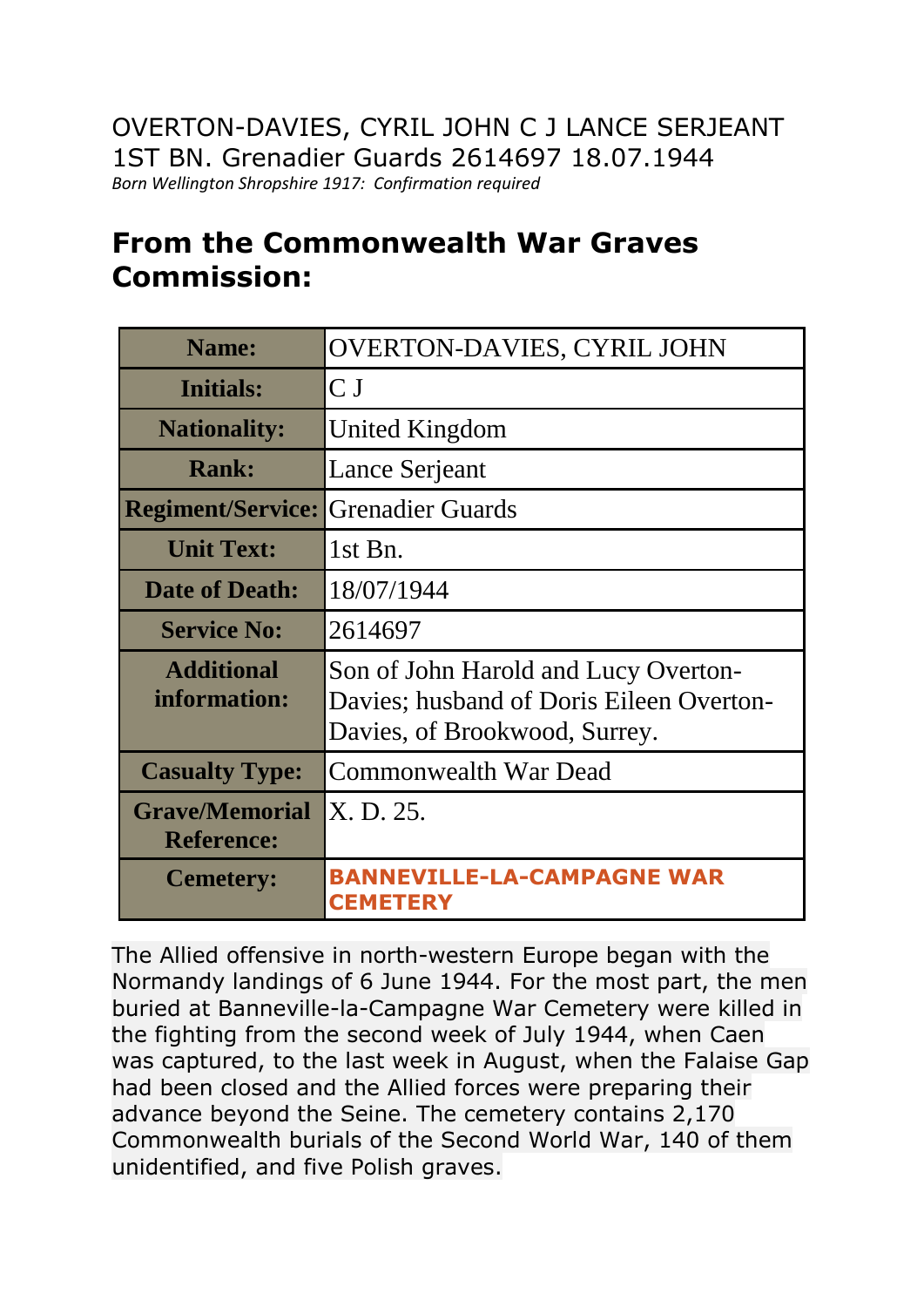OVERTON-DAVIES, CYRIL JOHN C J LANCE SERJEANT
1ST BN. Grenadier Guards 2614697 18.07.1944
*Born Wellington Shropshire 1917: Confirmation required*

## From the Commonwealth War Graves Commission:

| | |
|---|---|
| **Name:** | OVERTON-DAVIES, CYRIL JOHN |
| **Initials:** | C J |
| **Nationality:** | United Kingdom |
| **Rank:** | Lance Serjeant |
| **Regiment/Service:** | Grenadier Guards |
| **Unit Text:** | 1st Bn. |
| **Date of Death:** | 18/07/1944 |
| **Service No:** | 2614697 |
| **Additional information:** | Son of John Harold and Lucy Overton-Davies; husband of Doris Eileen Overton-Davies, of Brookwood, Surrey. |
| **Casualty Type:** | Commonwealth War Dead |
| **Grave/Memorial Reference:** | X. D. 25. |
| **Cemetery:** | **BANNEVILLE-LA-CAMPAGNE WAR CEMETERY** |

The Allied offensive in north-western Europe began with the Normandy landings of 6 June 1944. For the most part, the men buried at Banneville-la-Campagne War Cemetery were killed in the fighting from the second week of July 1944, when Caen was captured, to the last week in August, when the Falaise Gap had been closed and the Allied forces were preparing their advance beyond the Seine. The cemetery contains 2,170 Commonwealth burials of the Second World War, 140 of them unidentified, and five Polish graves.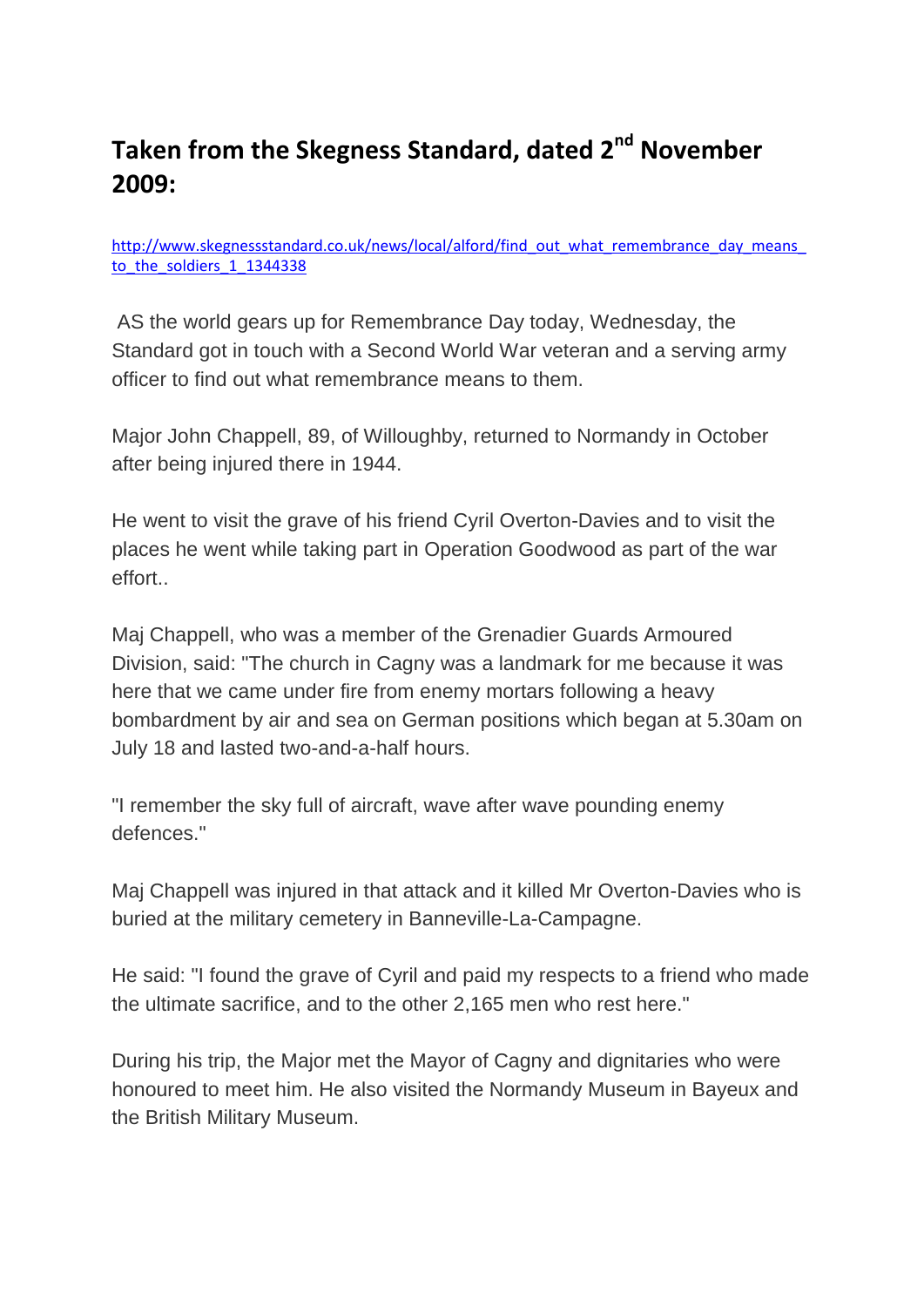## Taken from the Skegness Standard, dated 2nd November 2009:

http://www.skegnessstandard.co.uk/news/local/alford/find_out_what_remembrance_day_means_to_the_soldiers_1_1344338

AS the world gears up for Remembrance Day today, Wednesday, the Standard got in touch with a Second World War veteran and a serving army officer to find out what remembrance means to them.

Major John Chappell, 89, of Willoughby, returned to Normandy in October after being injured there in 1944.

He went to visit the grave of his friend Cyril Overton-Davies and to visit the places he went while taking part in Operation Goodwood as part of the war effort..

Maj Chappell, who was a member of the Grenadier Guards Armoured Division, said: "The church in Cagny was a landmark for me because it was here that we came under fire from enemy mortars following a heavy bombardment by air and sea on German positions which began at 5.30am on July 18 and lasted two-and-a-half hours.

"I remember the sky full of aircraft, wave after wave pounding enemy defences."

Maj Chappell was injured in that attack and it killed Mr Overton-Davies who is buried at the military cemetery in Banneville-La-Campagne.

He said: "I found the grave of Cyril and paid my respects to a friend who made the ultimate sacrifice, and to the other 2,165 men who rest here."

During his trip, the Major met the Mayor of Cagny and dignitaries who were honoured to meet him. He also visited the Normandy Museum in Bayeux and the British Military Museum.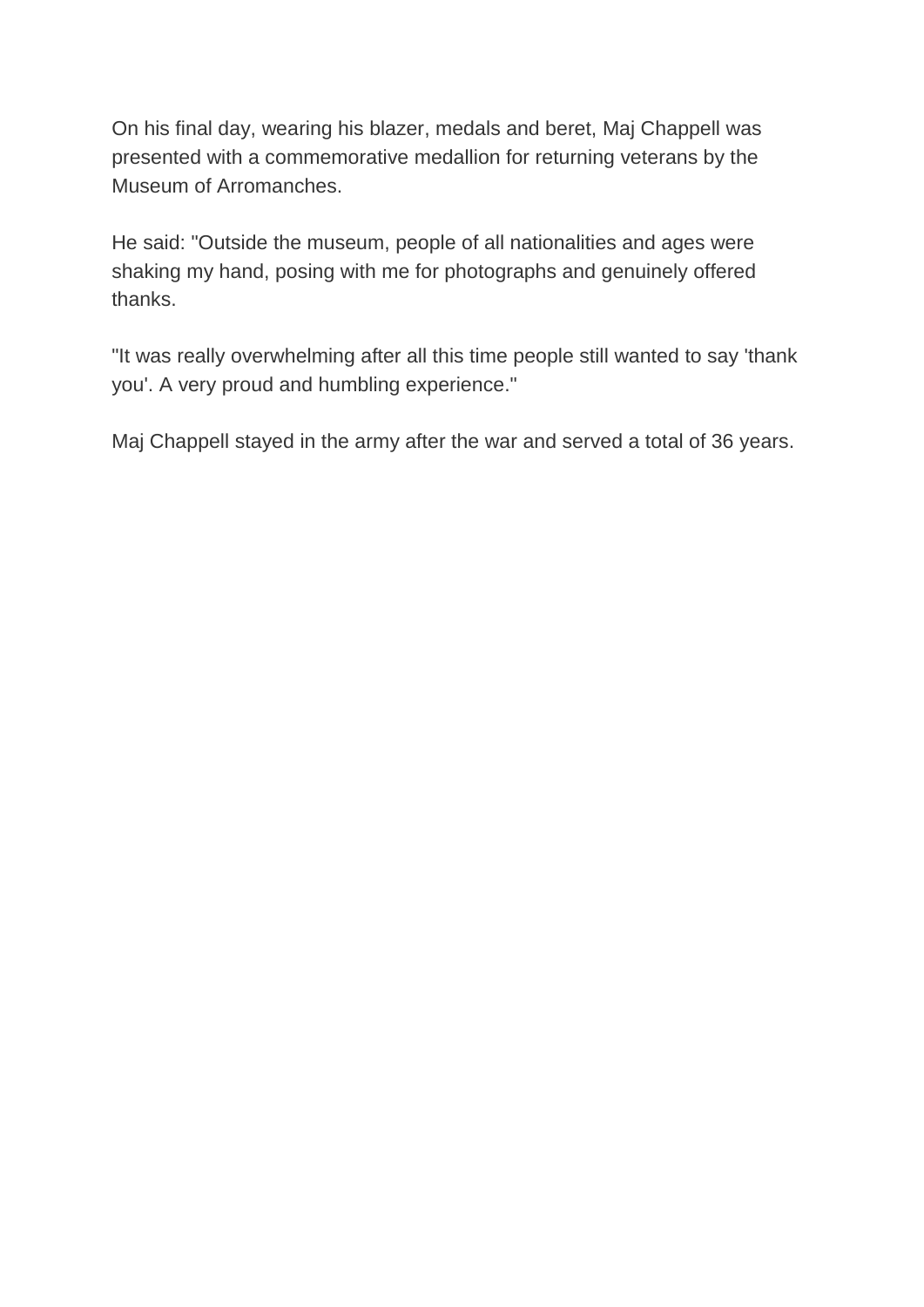On his final day, wearing his blazer, medals and beret, Maj Chappell was presented with a commemorative medallion for returning veterans by the Museum of Arromanches.

He said: "Outside the museum, people of all nationalities and ages were shaking my hand, posing with me for photographs and genuinely offered thanks.

"It was really overwhelming after all this time people still wanted to say 'thank you'. A very proud and humbling experience."

Maj Chappell stayed in the army after the war and served a total of 36 years.